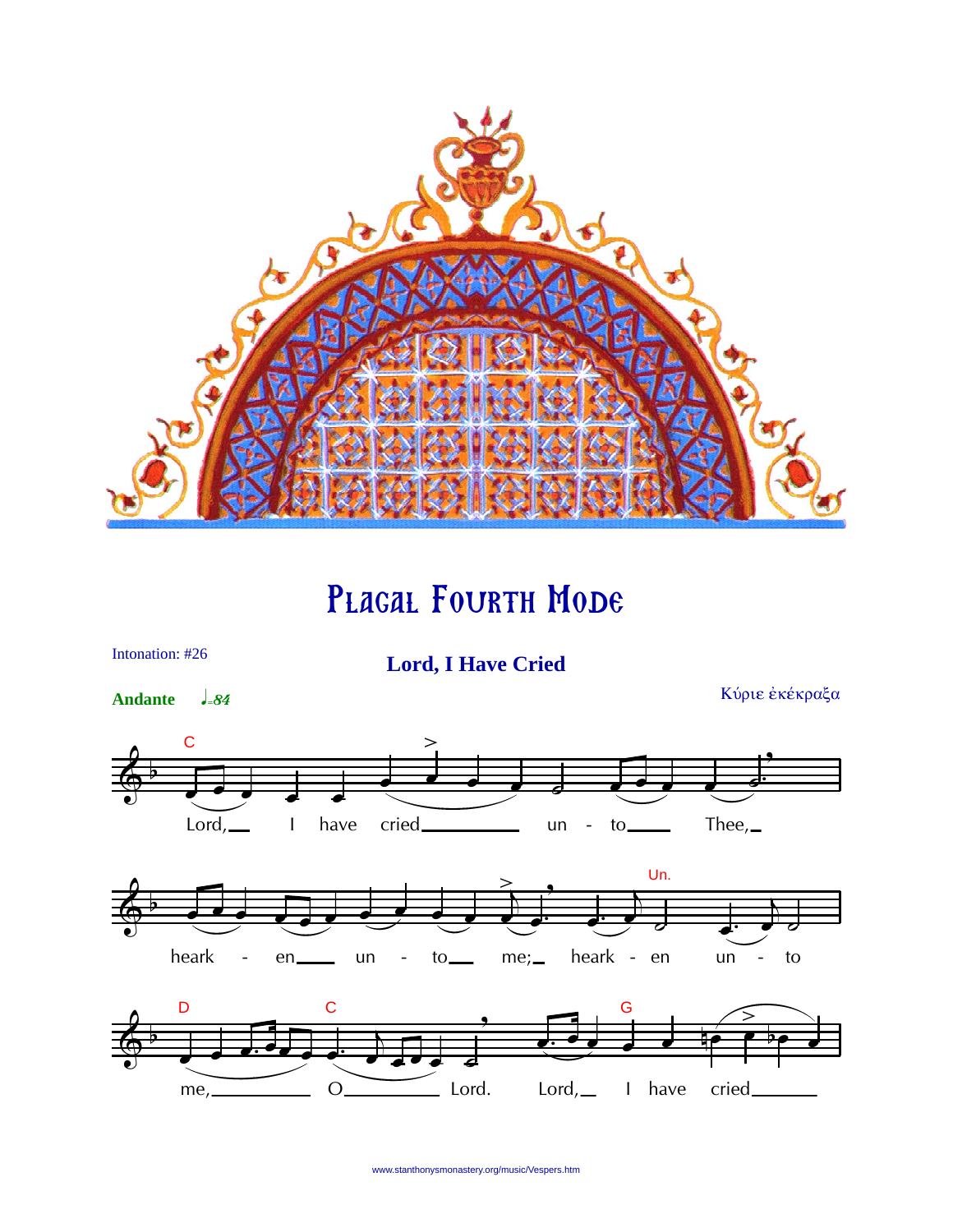# Plagal Fourth Mode

Intonation: #26

## Lord, I Have Cried

**Andante** ♩=84

Κύριε ἐκέκραξα

C

Lord, I have cried unto Thee, hearken unto me; hearken unto me, O Lord. Lord, I have cried

Un. D C G

www.stanthonysmonastery.org/music/Vespers.htm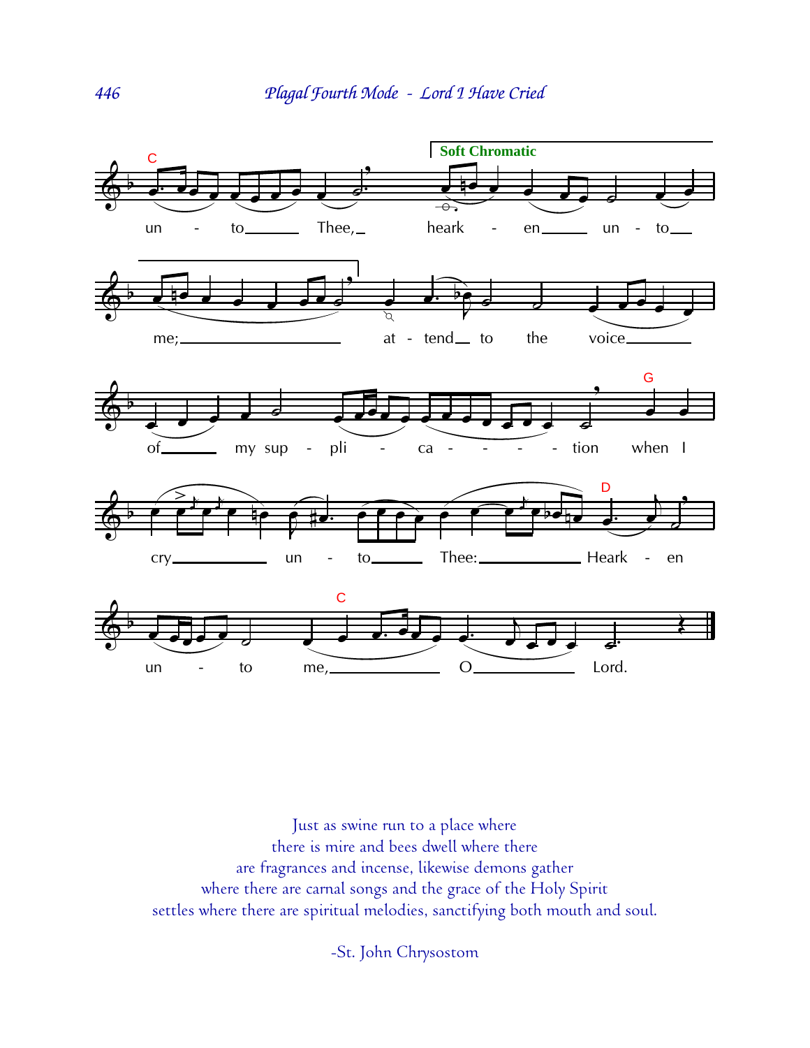Just as swine run to a place where
there is mire and bees dwell where there
are fragrances and incense, likewise demons gather
where there are carnal songs and the grace of the Holy Spirit
settles where there are spiritual melodies, sanctifying both mouth and soul.

-St. John Chrysostom